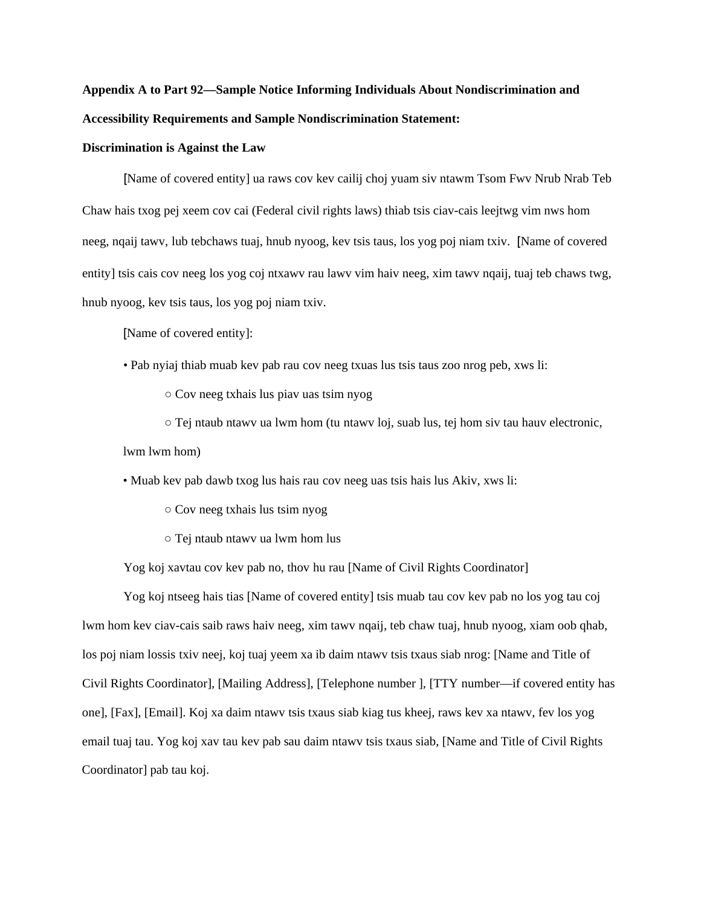**Appendix A to Part 92—Sample Notice Informing Individuals About Nondiscrimination and Accessibility Requirements and Sample Nondiscrimination Statement:**

**Discrimination is Against the Law**

[Name of covered entity] ua raws cov kev cailij choj yuam siv ntawm Tsom Fwv Nrub Nrab Teb Chaw hais txog pej xeem cov cai (Federal civil rights laws) thiab tsis ciav-cais leejtwg vim nws hom neeg, nqaij tawv, lub tebchaws tuaj, hnub nyoog, kev tsis taus, los yog poj niam txiv. [Name of covered entity] tsis cais cov neeg los yog coj ntxawv rau lawv vim haiv neeg, xim tawv nqaij, tuaj teb chaws twg, hnub nyoog, kev tsis taus, los yog poj niam txiv.

[Name of covered entity]:

- Pab nyiaj thiab muab kev pab rau cov neeg txuas lus tsis taus zoo nrog peb, xws li:
  - Cov neeg txhais lus piav uas tsim nyog
  - Tej ntaub ntawv ua lwm hom (tu ntawv loj, suab lus, tej hom siv tau hauv electronic, lwm lwm hom)
- Muab kev pab dawb txog lus hais rau cov neeg uas tsis hais lus Akiv, xws li:
  - Cov neeg txhais lus tsim nyog
  - Tej ntaub ntawv ua lwm hom lus

Yog koj xavtau cov kev pab no, thov hu rau [Name of Civil Rights Coordinator]

Yog koj ntseeg hais tias [Name of covered entity] tsis muab tau cov kev pab no los yog tau coj lwm hom kev ciav-cais saib raws haiv neeg, xim tawv nqaij, teb chaw tuaj, hnub nyoog, xiam oob qhab, los poj niam lossis txiv neej, koj tuaj yeem xa ib daim ntawv tsis txaus siab nrog: [Name and Title of Civil Rights Coordinator], [Mailing Address], [Telephone number ], [TTY number—if covered entity has one], [Fax], [Email]. Koj xa daim ntawv tsis txaus siab kiag tus kheej, raws kev xa ntawv, fev los yog email tuaj tau. Yog koj xav tau kev pab sau daim ntawv tsis txaus siab, [Name and Title of Civil Rights Coordinator] pab tau koj.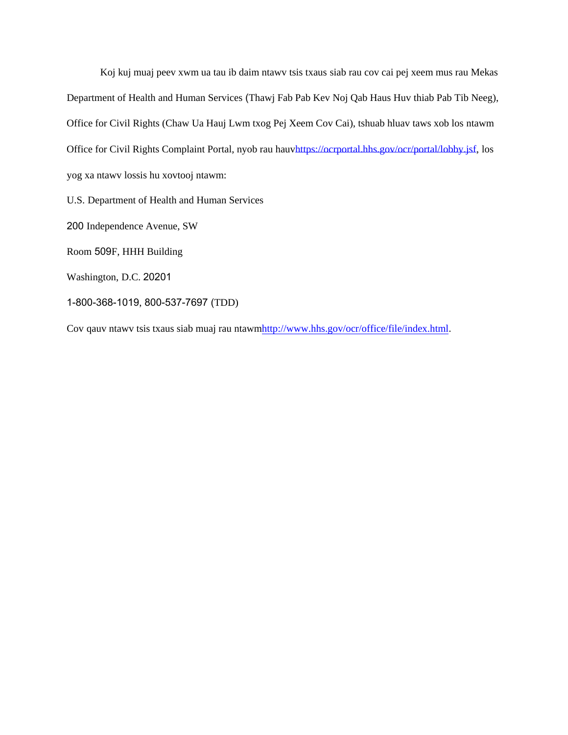Koj kuj muaj peev xwm ua tau ib daim ntawv tsis txaus siab rau cov cai pej xeem mus rau Mekas Department of Health and Human Services (Thawj Fab Pab Kev Noj Qab Haus Huv thiab Pab Tib Neeg), Office for Civil Rights (Chaw Ua Hauj Lwm txog Pej Xeem Cov Cai), tshuab hluav taws xob los ntawm Office for Civil Rights Complaint Portal, nyob rau hauv https://ocrportal.hhs.gov/ocr/portal/lobby.jsf, los yog xa ntawv lossis hu xovtooj ntawm:

U.S. Department of Health and Human Services

200 Independence Avenue, SW

Room 509F, HHH Building

Washington, D.C. 20201

1-800-368-1019, 800-537-7697 (TDD)

Cov qauv ntawv tsis txaus siab muaj rau ntawm http://www.hhs.gov/ocr/office/file/index.html.